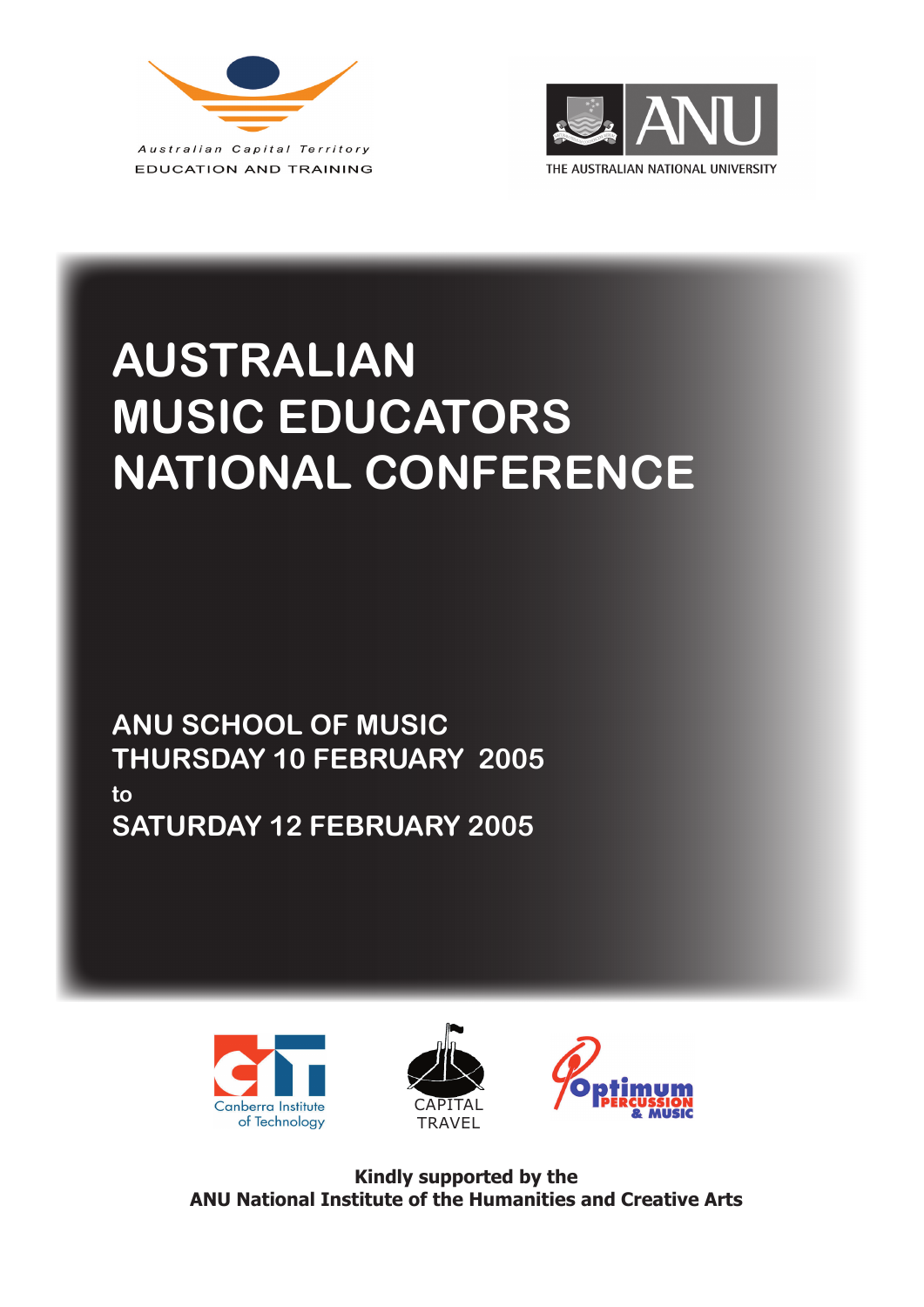Australian Capital Territory
EDUCATION AND TRAINING

ANU
THE AUSTRALIAN NATIONAL UNIVERSITY

# AUSTRALIAN MUSIC EDUCATORS NATIONAL CONFERENCE

## ANU SCHOOL OF MUSIC
## THURSDAY 10 FEBRUARY 2005
## to
## SATURDAY 12 FEBRUARY 2005

Canberra Institute of Technology

CAPITAL TRAVEL

Optimum PERCUSSION & MUSIC

**Kindly supported by the**
**ANU National Institute of the Humanities and Creative Arts**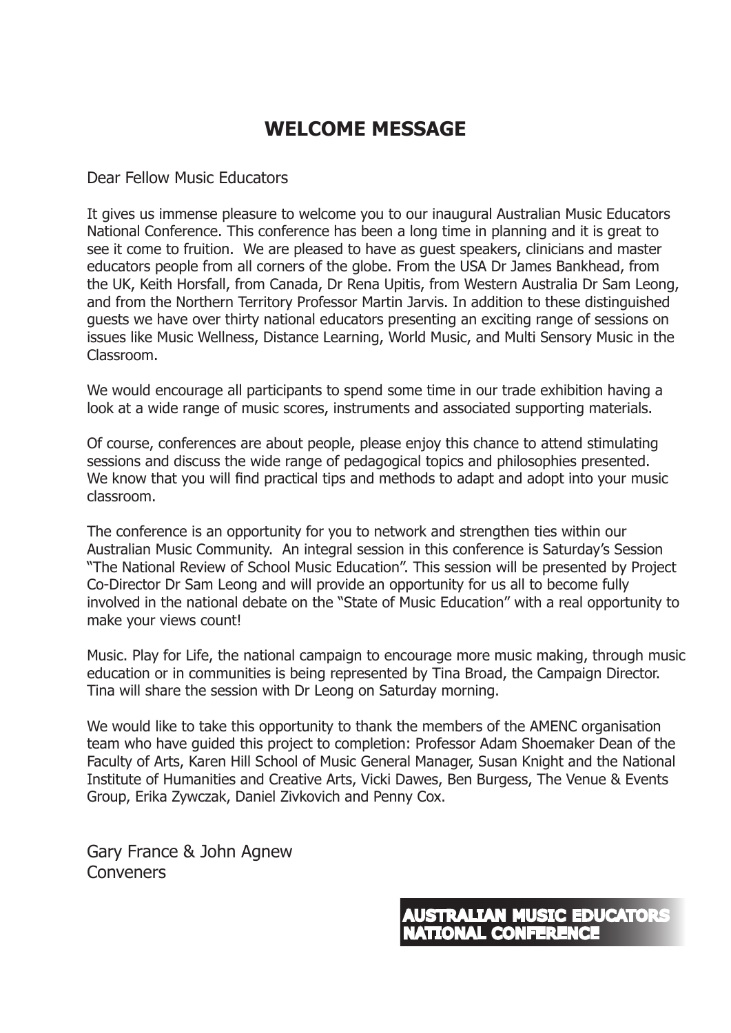# WELCOME MESSAGE

Dear Fellow Music Educators

It gives us immense pleasure to welcome you to our inaugural Australian Music Educators National Conference. This conference has been a long time in planning and it is great to see it come to fruition. We are pleased to have as guest speakers, clinicians and master educators people from all corners of the globe. From the USA Dr James Bankhead, from the UK, Keith Horsfall, from Canada, Dr Rena Upitis, from Western Australia Dr Sam Leong, and from the Northern Territory Professor Martin Jarvis. In addition to these distinguished guests we have over thirty national educators presenting an exciting range of sessions on issues like Music Wellness, Distance Learning, World Music, and Multi Sensory Music in the Classroom.

We would encourage all participants to spend some time in our trade exhibition having a look at a wide range of music scores, instruments and associated supporting materials.

Of course, conferences are about people, please enjoy this chance to attend stimulating sessions and discuss the wide range of pedagogical topics and philosophies presented. We know that you will find practical tips and methods to adapt and adopt into your music classroom.

The conference is an opportunity for you to network and strengthen ties within our Australian Music Community. An integral session in this conference is Saturday's Session "The National Review of School Music Education". This session will be presented by Project Co-Director Dr Sam Leong and will provide an opportunity for us all to become fully involved in the national debate on the "State of Music Education" with a real opportunity to make your views count!

Music. Play for Life, the national campaign to encourage more music making, through music education or in communities is being represented by Tina Broad, the Campaign Director. Tina will share the session with Dr Leong on Saturday morning.

We would like to take this opportunity to thank the members of the AMENC organisation team who have guided this project to completion: Professor Adam Shoemaker Dean of the Faculty of Arts, Karen Hill School of Music General Manager, Susan Knight and the National Institute of Humanities and Creative Arts, Vicki Dawes, Ben Burgess, The Venue & Events Group, Erika Zywczak, Daniel Zivkovich and Penny Cox.

Gary France & John Agnew
Conveners

**AUSTRALIAN MUSIC EDUCATORS NATIONAL CONFERENCE**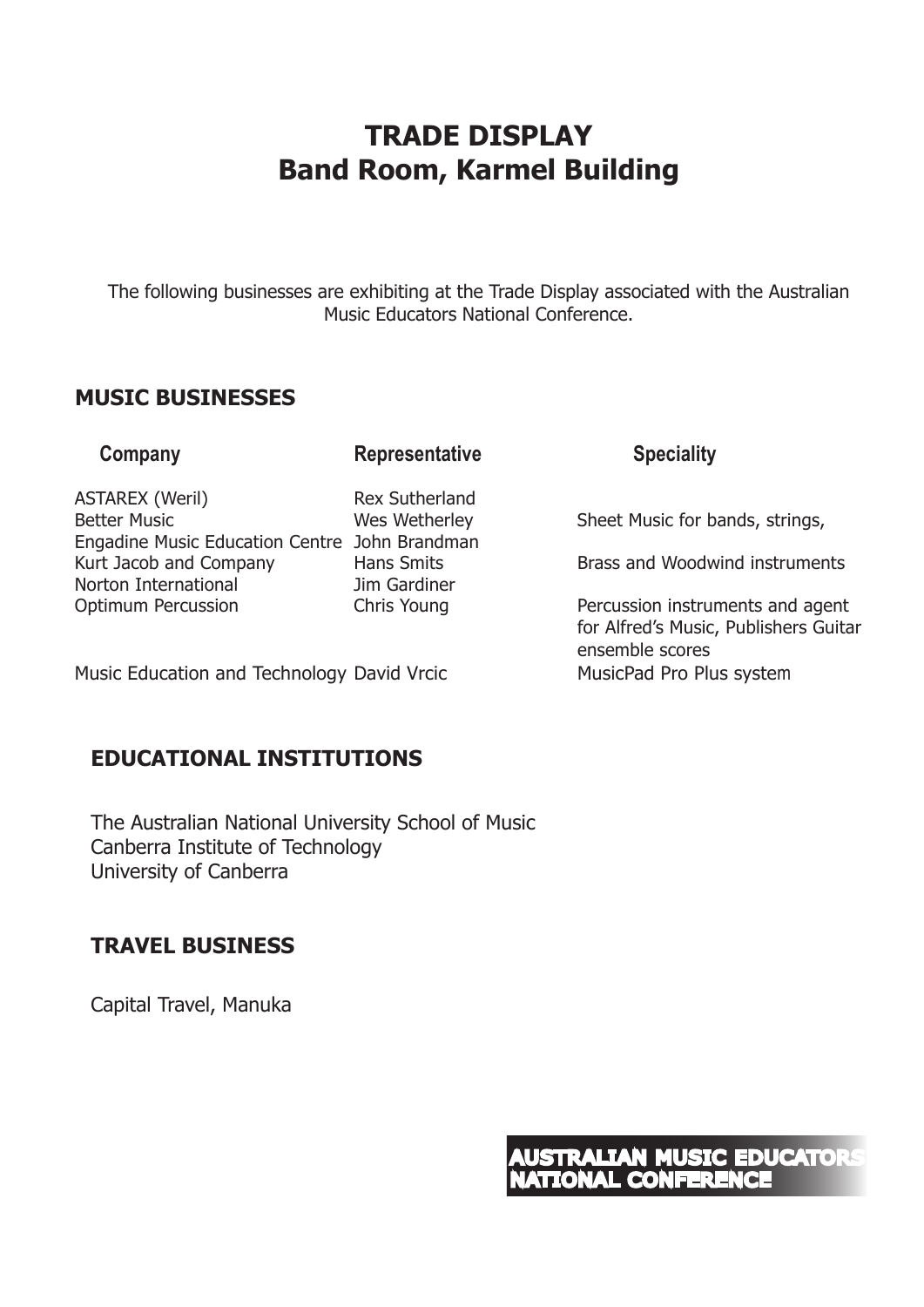# TRADE DISPLAY
# Band Room, Karmel Building

The following businesses are exhibiting at the Trade Display associated with the Australian Music Educators National Conference.

## MUSIC BUSINESSES

| Company | Representative | Speciality |
|---|---|---|
| ASTAREX (Weril) | Rex Sutherland | |
| Better Music | Wes Wetherley | Sheet Music for bands, strings, |
| Engadine Music Education Centre | John Brandman | |
| Kurt Jacob and Company | Hans Smits | Brass and Woodwind instruments |
| Norton International | Jim Gardiner | |
| Optimum Percussion | Chris Young | Percussion instruments and agent for Alfred's Music, Publishers Guitar ensemble scores |
| Music Education and Technology | David Vrcic | MusicPad Pro Plus system |

## EDUCATIONAL INSTITUTIONS

The Australian National University School of Music
Canberra Institute of Technology
University of Canberra

## TRAVEL BUSINESS

Capital Travel, Manuka

AUSTRALIAN MUSIC EDUCATORS NATIONAL CONFERENCE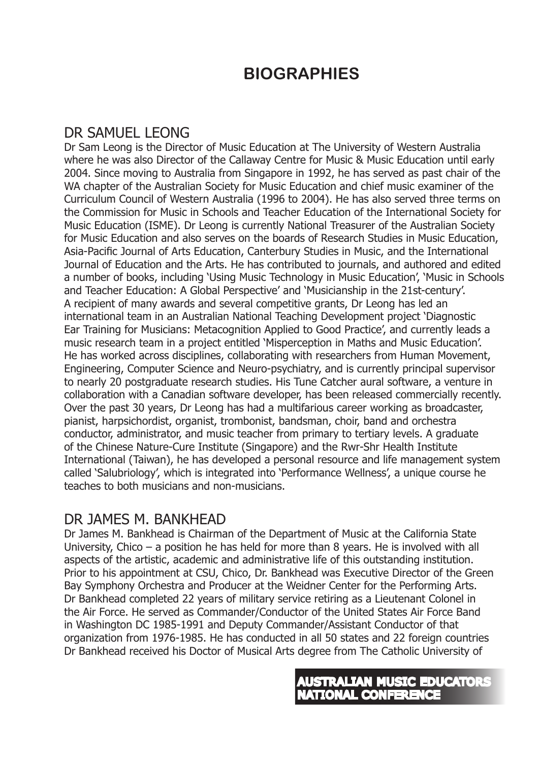# BIOGRAPHIES

## DR SAMUEL LEONG

Dr Sam Leong is the Director of Music Education at The University of Western Australia where he was also Director of the Callaway Centre for Music & Music Education until early 2004. Since moving to Australia from Singapore in 1992, he has served as past chair of the WA chapter of the Australian Society for Music Education and chief music examiner of the Curriculum Council of Western Australia (1996 to 2004). He has also served three terms on the Commission for Music in Schools and Teacher Education of the International Society for Music Education (ISME). Dr Leong is currently National Treasurer of the Australian Society for Music Education and also serves on the boards of Research Studies in Music Education, Asia-Pacific Journal of Arts Education, Canterbury Studies in Music, and the International Journal of Education and the Arts. He has contributed to journals, and authored and edited a number of books, including 'Using Music Technology in Music Education', 'Music in Schools and Teacher Education: A Global Perspective' and 'Musicianship in the 21st-century'. A recipient of many awards and several competitive grants, Dr Leong has led an international team in an Australian National Teaching Development project 'Diagnostic Ear Training for Musicians: Metacognition Applied to Good Practice', and currently leads a music research team in a project entitled 'Misperception in Maths and Music Education'. He has worked across disciplines, collaborating with researchers from Human Movement, Engineering, Computer Science and Neuro-psychiatry, and is currently principal supervisor to nearly 20 postgraduate research studies. His Tune Catcher aural software, a venture in collaboration with a Canadian software developer, has been released commercially recently. Over the past 30 years, Dr Leong has had a multifarious career working as broadcaster, pianist, harpsichordist, organist, trombonist, bandsman, choir, band and orchestra conductor, administrator, and music teacher from primary to tertiary levels. A graduate of the Chinese Nature-Cure Institute (Singapore) and the Rwr-Shr Health Institute International (Taiwan), he has developed a personal resource and life management system called 'Salubriology', which is integrated into 'Performance Wellness', a unique course he teaches to both musicians and non-musicians.

## DR JAMES M. BANKHEAD

Dr James M. Bankhead is Chairman of the Department of Music at the California State University, Chico – a position he has held for more than 8 years. He is involved with all aspects of the artistic, academic and administrative life of this outstanding institution. Prior to his appointment at CSU, Chico, Dr. Bankhead was Executive Director of the Green Bay Symphony Orchestra and Producer at the Weidner Center for the Performing Arts. Dr Bankhead completed 22 years of military service retiring as a Lieutenant Colonel in the Air Force. He served as Commander/Conductor of the United States Air Force Band in Washington DC 1985-1991 and Deputy Commander/Assistant Conductor of that organization from 1976-1985. He has conducted in all 50 states and 22 foreign countries Dr Bankhead received his Doctor of Musical Arts degree from The Catholic University of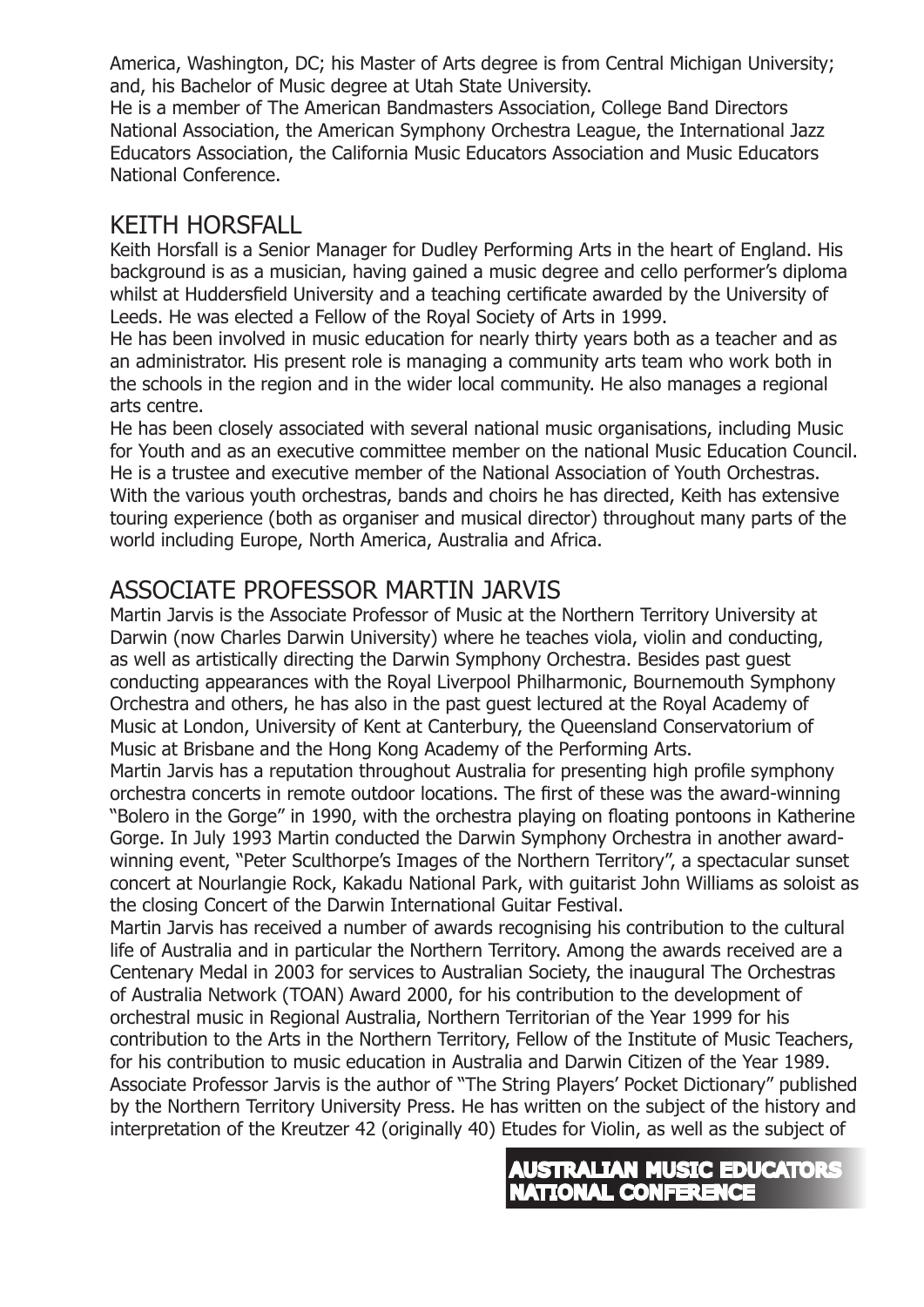America, Washington, DC; his Master of Arts degree is from Central Michigan University; and, his Bachelor of Music degree at Utah State University.
He is a member of The American Bandmasters Association, College Band Directors National Association, the American Symphony Orchestra League, the International Jazz Educators Association, the California Music Educators Association and Music Educators National Conference.

## KEITH HORSFALL

Keith Horsfall is a Senior Manager for Dudley Performing Arts in the heart of England. His background is as a musician, having gained a music degree and cello performer's diploma whilst at Huddersfield University and a teaching certificate awarded by the University of Leeds. He was elected a Fellow of the Royal Society of Arts in 1999.
He has been involved in music education for nearly thirty years both as a teacher and as an administrator. His present role is managing a community arts team who work both in the schools in the region and in the wider local community. He also manages a regional arts centre.
He has been closely associated with several national music organisations, including Music for Youth and as an executive committee member on the national Music Education Council. He is a trustee and executive member of the National Association of Youth Orchestras. With the various youth orchestras, bands and choirs he has directed, Keith has extensive touring experience (both as organiser and musical director) throughout many parts of the world including Europe, North America, Australia and Africa.

## ASSOCIATE PROFESSOR MARTIN JARVIS

Martin Jarvis is the Associate Professor of Music at the Northern Territory University at Darwin (now Charles Darwin University) where he teaches viola, violin and conducting, as well as artistically directing the Darwin Symphony Orchestra. Besides past guest conducting appearances with the Royal Liverpool Philharmonic, Bournemouth Symphony Orchestra and others, he has also in the past guest lectured at the Royal Academy of Music at London, University of Kent at Canterbury, the Queensland Conservatorium of Music at Brisbane and the Hong Kong Academy of the Performing Arts.
Martin Jarvis has a reputation throughout Australia for presenting high profile symphony orchestra concerts in remote outdoor locations. The first of these was the award-winning "Bolero in the Gorge" in 1990, with the orchestra playing on floating pontoons in Katherine Gorge. In July 1993 Martin conducted the Darwin Symphony Orchestra in another award-winning event, "Peter Sculthorpe's Images of the Northern Territory", a spectacular sunset concert at Nourlangie Rock, Kakadu National Park, with guitarist John Williams as soloist as the closing Concert of the Darwin International Guitar Festival.
Martin Jarvis has received a number of awards recognising his contribution to the cultural life of Australia and in particular the Northern Territory. Among the awards received are a Centenary Medal in 2003 for services to Australian Society, the inaugural The Orchestras of Australia Network (TOAN) Award 2000, for his contribution to the development of orchestral music in Regional Australia, Northern Territorian of the Year 1999 for his contribution to the Arts in the Northern Territory, Fellow of the Institute of Music Teachers, for his contribution to music education in Australia and Darwin Citizen of the Year 1989.
Associate Professor Jarvis is the author of "The String Players' Pocket Dictionary" published by the Northern Territory University Press. He has written on the subject of the history and interpretation of the Kreutzer 42 (originally 40) Etudes for Violin, as well as the subject of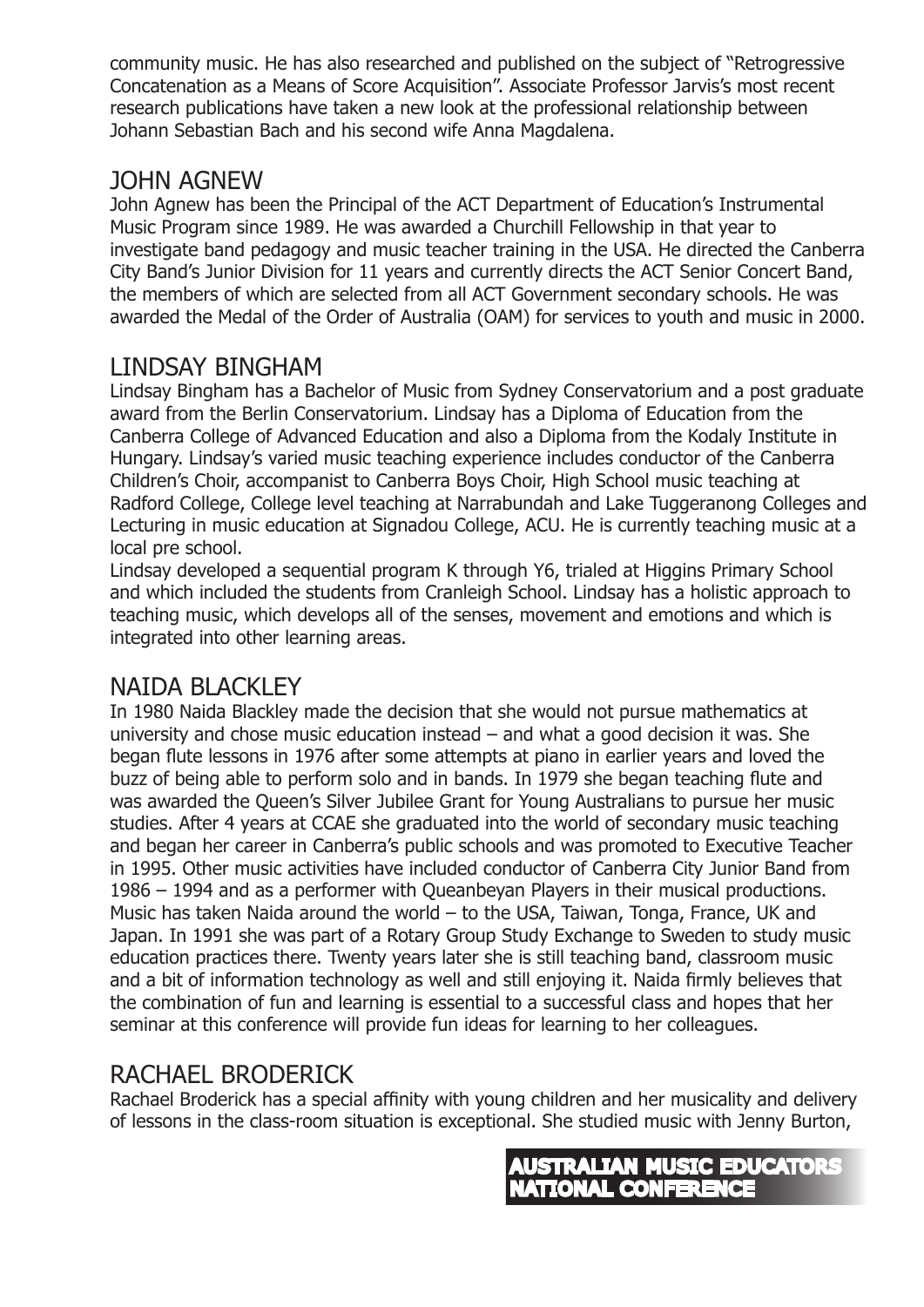community music. He has also researched and published on the subject of "Retrogressive Concatenation as a Means of Score Acquisition". Associate Professor Jarvis's most recent research publications have taken a new look at the professional relationship between Johann Sebastian Bach and his second wife Anna Magdalena.

## JOHN AGNEW

John Agnew has been the Principal of the ACT Department of Education's Instrumental Music Program since 1989. He was awarded a Churchill Fellowship in that year to investigate band pedagogy and music teacher training in the USA. He directed the Canberra City Band's Junior Division for 11 years and currently directs the ACT Senior Concert Band, the members of which are selected from all ACT Government secondary schools. He was awarded the Medal of the Order of Australia (OAM) for services to youth and music in 2000.

## LINDSAY BINGHAM

Lindsay Bingham has a Bachelor of Music from Sydney Conservatorium and a post graduate award from the Berlin Conservatorium. Lindsay has a Diploma of Education from the Canberra College of Advanced Education and also a Diploma from the Kodaly Institute in Hungary. Lindsay's varied music teaching experience includes conductor of the Canberra Children's Choir, accompanist to Canberra Boys Choir, High School music teaching at Radford College, College level teaching at Narrabundah and Lake Tuggeranong Colleges and Lecturing in music education at Signadou College, ACU. He is currently teaching music at a local pre school.

Lindsay developed a sequential program K through Y6, trialed at Higgins Primary School and which included the students from Cranleigh School. Lindsay has a holistic approach to teaching music, which develops all of the senses, movement and emotions and which is integrated into other learning areas.

## NAIDA BLACKLEY

In 1980 Naida Blackley made the decision that she would not pursue mathematics at university and chose music education instead – and what a good decision it was. She began flute lessons in 1976 after some attempts at piano in earlier years and loved the buzz of being able to perform solo and in bands. In 1979 she began teaching flute and was awarded the Queen's Silver Jubilee Grant for Young Australians to pursue her music studies. After 4 years at CCAE she graduated into the world of secondary music teaching and began her career in Canberra's public schools and was promoted to Executive Teacher in 1995. Other music activities have included conductor of Canberra City Junior Band from 1986 – 1994 and as a performer with Queanbeyan Players in their musical productions. Music has taken Naida around the world – to the USA, Taiwan, Tonga, France, UK and Japan. In 1991 she was part of a Rotary Group Study Exchange to Sweden to study music education practices there. Twenty years later she is still teaching band, classroom music and a bit of information technology as well and still enjoying it. Naida firmly believes that the combination of fun and learning is essential to a successful class and hopes that her seminar at this conference will provide fun ideas for learning to her colleagues.

## RACHAEL BRODERICK

Rachael Broderick has a special affinity with young children and her musicality and delivery of lessons in the class-room situation is exceptional. She studied music with Jenny Burton,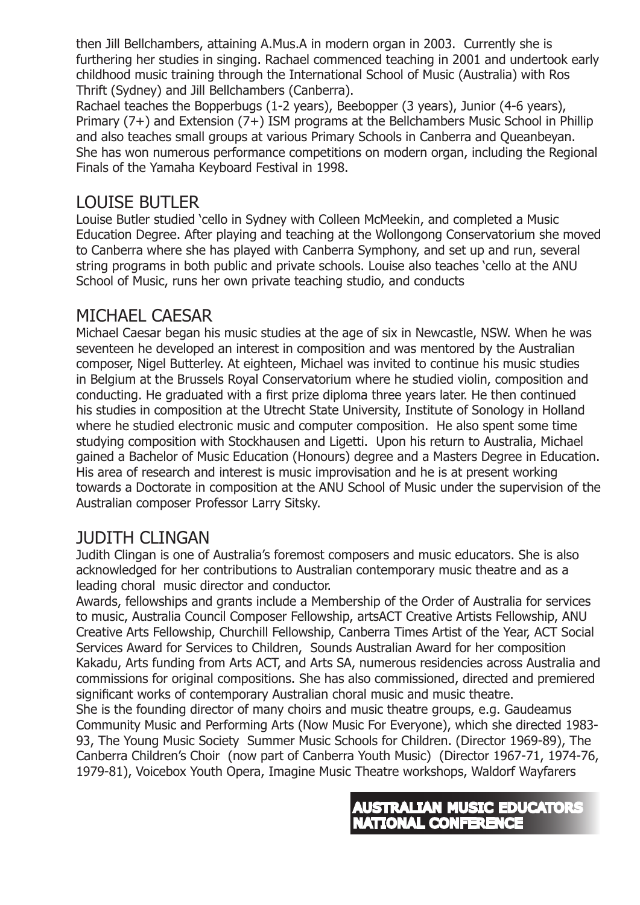then Jill Bellchambers, attaining A.Mus.A in modern organ in 2003. Currently she is furthering her studies in singing. Rachael commenced teaching in 2001 and undertook early childhood music training through the International School of Music (Australia) with Ros Thrift (Sydney) and Jill Bellchambers (Canberra).

Rachael teaches the Bopperbugs (1-2 years), Beebopper (3 years), Junior (4-6 years), Primary (7+) and Extension (7+) ISM programs at the Bellchambers Music School in Phillip and also teaches small groups at various Primary Schools in Canberra and Queanbeyan. She has won numerous performance competitions on modern organ, including the Regional Finals of the Yamaha Keyboard Festival in 1998.

## LOUISE BUTLER

Louise Butler studied 'cello in Sydney with Colleen McMeekin, and completed a Music Education Degree. After playing and teaching at the Wollongong Conservatorium she moved to Canberra where she has played with Canberra Symphony, and set up and run, several string programs in both public and private schools. Louise also teaches 'cello at the ANU School of Music, runs her own private teaching studio, and conducts

## MICHAEL CAESAR

Michael Caesar began his music studies at the age of six in Newcastle, NSW. When he was seventeen he developed an interest in composition and was mentored by the Australian composer, Nigel Butterley. At eighteen, Michael was invited to continue his music studies in Belgium at the Brussels Royal Conservatorium where he studied violin, composition and conducting. He graduated with a first prize diploma three years later. He then continued his studies in composition at the Utrecht State University, Institute of Sonology in Holland where he studied electronic music and computer composition. He also spent some time studying composition with Stockhausen and Ligetti. Upon his return to Australia, Michael gained a Bachelor of Music Education (Honours) degree and a Masters Degree in Education. His area of research and interest is music improvisation and he is at present working towards a Doctorate in composition at the ANU School of Music under the supervision of the Australian composer Professor Larry Sitsky.

## JUDITH CLINGAN

Judith Clingan is one of Australia's foremost composers and music educators. She is also acknowledged for her contributions to Australian contemporary music theatre and as a leading choral music director and conductor.

Awards, fellowships and grants include a Membership of the Order of Australia for services to music, Australia Council Composer Fellowship, artsACT Creative Artists Fellowship, ANU Creative Arts Fellowship, Churchill Fellowship, Canberra Times Artist of the Year, ACT Social Services Award for Services to Children, Sounds Australian Award for her composition Kakadu, Arts funding from Arts ACT, and Arts SA, numerous residencies across Australia and commissions for original compositions. She has also commissioned, directed and premiered significant works of contemporary Australian choral music and music theatre.

She is the founding director of many choirs and music theatre groups, e.g. Gaudeamus Community Music and Performing Arts (Now Music For Everyone), which she directed 1983-93, The Young Music Society Summer Music Schools for Children. (Director 1969-89), The Canberra Children's Choir (now part of Canberra Youth Music) (Director 1967-71, 1974-76, 1979-81), Voicebox Youth Opera, Imagine Music Theatre workshops, Waldorf Wayfarers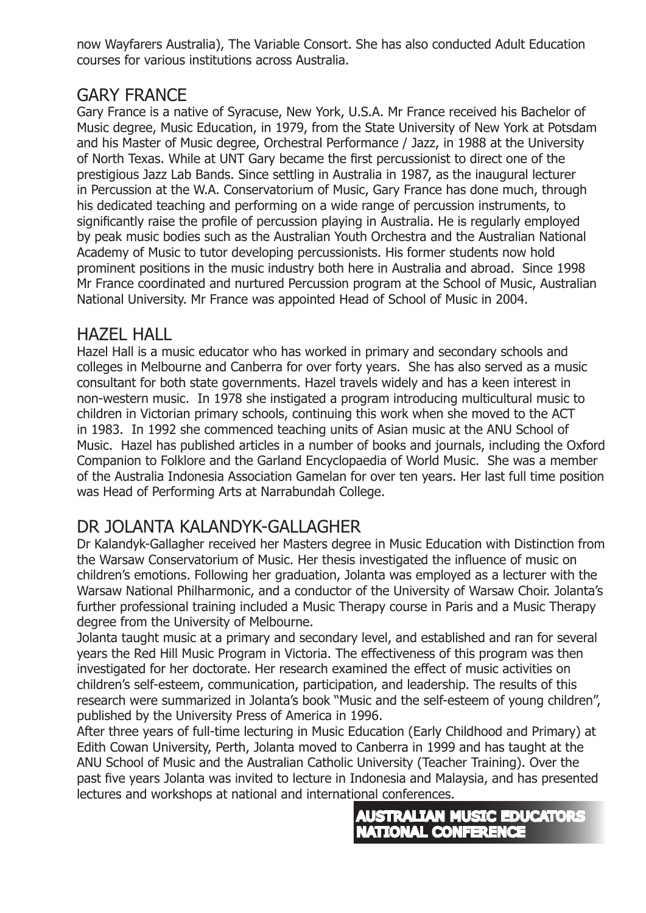now Wayfarers Australia), The Variable Consort. She has also conducted Adult Education courses for various institutions across Australia.

## GARY FRANCE

Gary France is a native of Syracuse, New York, U.S.A. Mr France received his Bachelor of Music degree, Music Education, in 1979, from the State University of New York at Potsdam and his Master of Music degree, Orchestral Performance / Jazz, in 1988 at the University of North Texas. While at UNT Gary became the first percussionist to direct one of the prestigious Jazz Lab Bands. Since settling in Australia in 1987, as the inaugural lecturer in Percussion at the W.A. Conservatorium of Music, Gary France has done much, through his dedicated teaching and performing on a wide range of percussion instruments, to significantly raise the profile of percussion playing in Australia. He is regularly employed by peak music bodies such as the Australian Youth Orchestra and the Australian National Academy of Music to tutor developing percussionists. His former students now hold prominent positions in the music industry both here in Australia and abroad. Since 1998 Mr France coordinated and nurtured Percussion program at the School of Music, Australian National University. Mr France was appointed Head of School of Music in 2004.

## HAZEL HALL

Hazel Hall is a music educator who has worked in primary and secondary schools and colleges in Melbourne and Canberra for over forty years. She has also served as a music consultant for both state governments. Hazel travels widely and has a keen interest in non-western music. In 1978 she instigated a program introducing multicultural music to children in Victorian primary schools, continuing this work when she moved to the ACT in 1983. In 1992 she commenced teaching units of Asian music at the ANU School of Music. Hazel has published articles in a number of books and journals, including the Oxford Companion to Folklore and the Garland Encyclopaedia of World Music. She was a member of the Australia Indonesia Association Gamelan for over ten years. Her last full time position was Head of Performing Arts at Narrabundah College.

## DR JOLANTA KALANDYK-GALLAGHER

Dr Kalandyk-Gallagher received her Masters degree in Music Education with Distinction from the Warsaw Conservatorium of Music. Her thesis investigated the influence of music on children's emotions. Following her graduation, Jolanta was employed as a lecturer with the Warsaw National Philharmonic, and a conductor of the University of Warsaw Choir. Jolanta's further professional training included a Music Therapy course in Paris and a Music Therapy degree from the University of Melbourne.

Jolanta taught music at a primary and secondary level, and established and ran for several years the Red Hill Music Program in Victoria. The effectiveness of this program was then investigated for her doctorate. Her research examined the effect of music activities on children's self-esteem, communication, participation, and leadership. The results of this research were summarized in Jolanta's book "Music and the self-esteem of young children", published by the University Press of America in 1996.

After three years of full-time lecturing in Music Education (Early Childhood and Primary) at Edith Cowan University, Perth, Jolanta moved to Canberra in 1999 and has taught at the ANU School of Music and the Australian Catholic University (Teacher Training). Over the past five years Jolanta was invited to lecture in Indonesia and Malaysia, and has presented lectures and workshops at national and international conferences.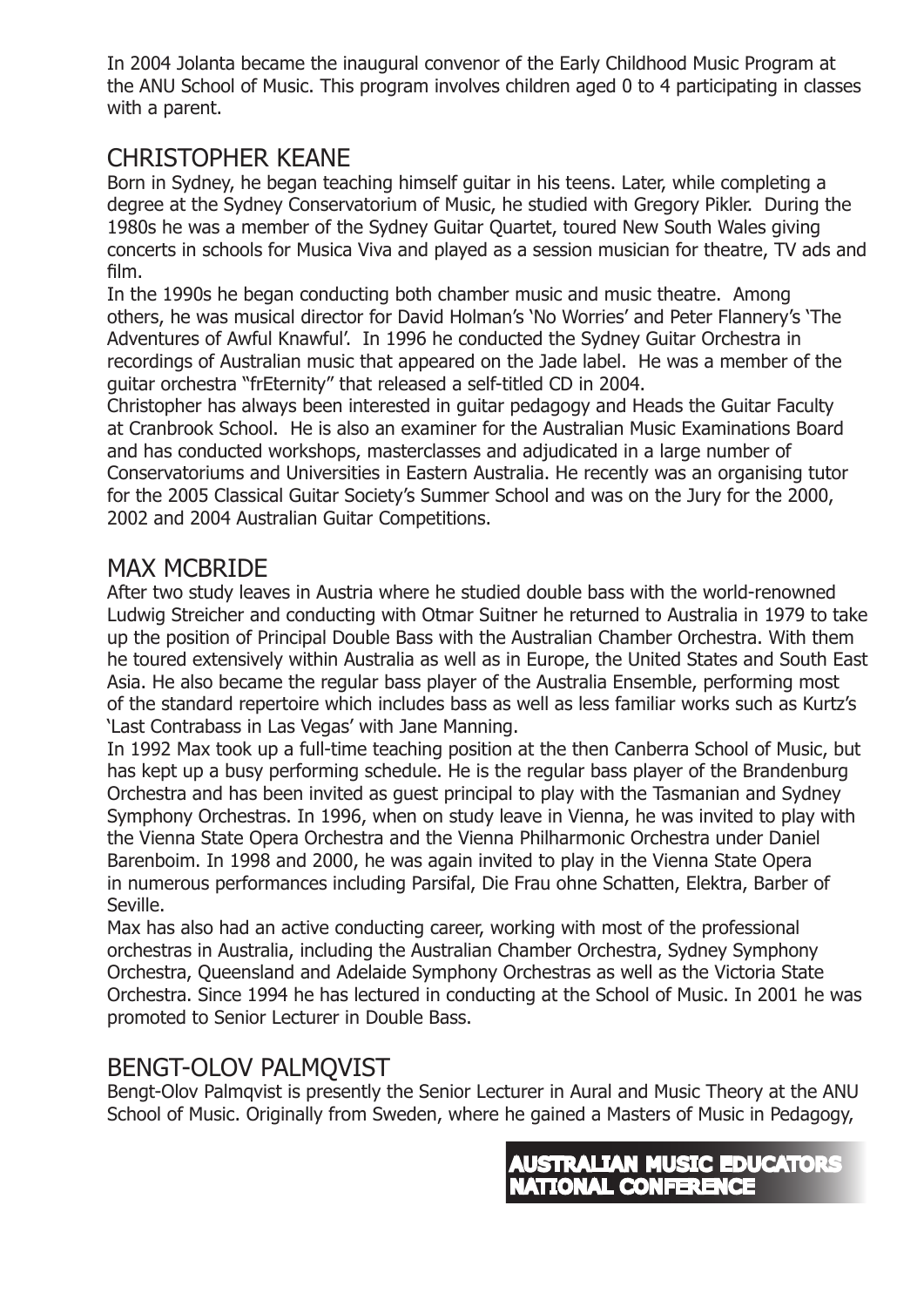In 2004 Jolanta became the inaugural convenor of the Early Childhood Music Program at the ANU School of Music. This program involves children aged 0 to 4 participating in classes with a parent.

## CHRISTOPHER KEANE

Born in Sydney, he began teaching himself guitar in his teens. Later, while completing a degree at the Sydney Conservatorium of Music, he studied with Gregory Pikler. During the 1980s he was a member of the Sydney Guitar Quartet, toured New South Wales giving concerts in schools for Musica Viva and played as a session musician for theatre, TV ads and film.

In the 1990s he began conducting both chamber music and music theatre. Among others, he was musical director for David Holman's 'No Worries' and Peter Flannery's 'The Adventures of Awful Knawful'. In 1996 he conducted the Sydney Guitar Orchestra in recordings of Australian music that appeared on the Jade label. He was a member of the guitar orchestra "frEternity" that released a self-titled CD in 2004.

Christopher has always been interested in guitar pedagogy and Heads the Guitar Faculty at Cranbrook School. He is also an examiner for the Australian Music Examinations Board and has conducted workshops, masterclasses and adjudicated in a large number of Conservatoriums and Universities in Eastern Australia. He recently was an organising tutor for the 2005 Classical Guitar Society's Summer School and was on the Jury for the 2000, 2002 and 2004 Australian Guitar Competitions.

## MAX MCBRIDE

After two study leaves in Austria where he studied double bass with the world-renowned Ludwig Streicher and conducting with Otmar Suitner he returned to Australia in 1979 to take up the position of Principal Double Bass with the Australian Chamber Orchestra. With them he toured extensively within Australia as well as in Europe, the United States and South East Asia. He also became the regular bass player of the Australia Ensemble, performing most of the standard repertoire which includes bass as well as less familiar works such as Kurtz's 'Last Contrabass in Las Vegas' with Jane Manning.

In 1992 Max took up a full-time teaching position at the then Canberra School of Music, but has kept up a busy performing schedule. He is the regular bass player of the Brandenburg Orchestra and has been invited as guest principal to play with the Tasmanian and Sydney Symphony Orchestras. In 1996, when on study leave in Vienna, he was invited to play with the Vienna State Opera Orchestra and the Vienna Philharmonic Orchestra under Daniel Barenboim. In 1998 and 2000, he was again invited to play in the Vienna State Opera in numerous performances including Parsifal, Die Frau ohne Schatten, Elektra, Barber of Seville.

Max has also had an active conducting career, working with most of the professional orchestras in Australia, including the Australian Chamber Orchestra, Sydney Symphony Orchestra, Queensland and Adelaide Symphony Orchestras as well as the Victoria State Orchestra. Since 1994 he has lectured in conducting at the School of Music. In 2001 he was promoted to Senior Lecturer in Double Bass.

## BENGT-OLOV PALMQVIST

Bengt-Olov Palmqvist is presently the Senior Lecturer in Aural and Music Theory at the ANU School of Music. Originally from Sweden, where he gained a Masters of Music in Pedagogy,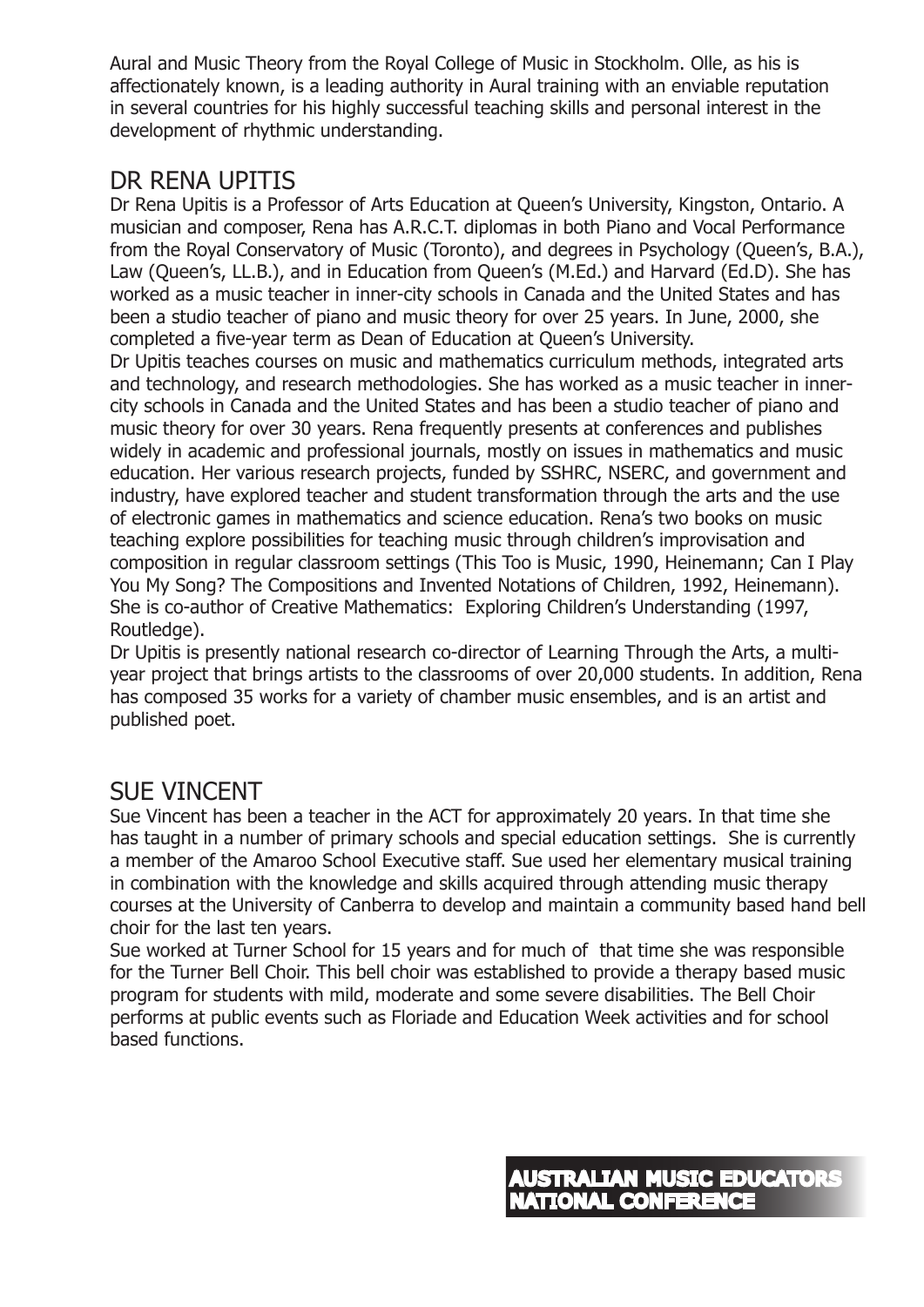Aural and Music Theory from the Royal College of Music in Stockholm. Olle, as his is affectionately known, is a leading authority in Aural training with an enviable reputation in several countries for his highly successful teaching skills and personal interest in the development of rhythmic understanding.

## DR RENA UPITIS

Dr Rena Upitis is a Professor of Arts Education at Queen's University, Kingston, Ontario. A musician and composer, Rena has A.R.C.T. diplomas in both Piano and Vocal Performance from the Royal Conservatory of Music (Toronto), and degrees in Psychology (Queen's, B.A.), Law (Queen's, LL.B.), and in Education from Queen's (M.Ed.) and Harvard (Ed.D). She has worked as a music teacher in inner-city schools in Canada and the United States and has been a studio teacher of piano and music theory for over 25 years. In June, 2000, she completed a five-year term as Dean of Education at Queen's University.

Dr Upitis teaches courses on music and mathematics curriculum methods, integrated arts and technology, and research methodologies. She has worked as a music teacher in inner-city schools in Canada and the United States and has been a studio teacher of piano and music theory for over 30 years. Rena frequently presents at conferences and publishes widely in academic and professional journals, mostly on issues in mathematics and music education. Her various research projects, funded by SSHRC, NSERC, and government and industry, have explored teacher and student transformation through the arts and the use of electronic games in mathematics and science education. Rena's two books on music teaching explore possibilities for teaching music through children's improvisation and composition in regular classroom settings (This Too is Music, 1990, Heinemann; Can I Play You My Song? The Compositions and Invented Notations of Children, 1992, Heinemann). She is co-author of Creative Mathematics: Exploring Children's Understanding (1997, Routledge).

Dr Upitis is presently national research co-director of Learning Through the Arts, a multi-year project that brings artists to the classrooms of over 20,000 students. In addition, Rena has composed 35 works for a variety of chamber music ensembles, and is an artist and published poet.

## SUE VINCENT

Sue Vincent has been a teacher in the ACT for approximately 20 years. In that time she has taught in a number of primary schools and special education settings. She is currently a member of the Amaroo School Executive staff. Sue used her elementary musical training in combination with the knowledge and skills acquired through attending music therapy courses at the University of Canberra to develop and maintain a community based hand bell choir for the last ten years.

Sue worked at Turner School for 15 years and for much of that time she was responsible for the Turner Bell Choir. This bell choir was established to provide a therapy based music program for students with mild, moderate and some severe disabilities. The Bell Choir performs at public events such as Floriade and Education Week activities and for school based functions.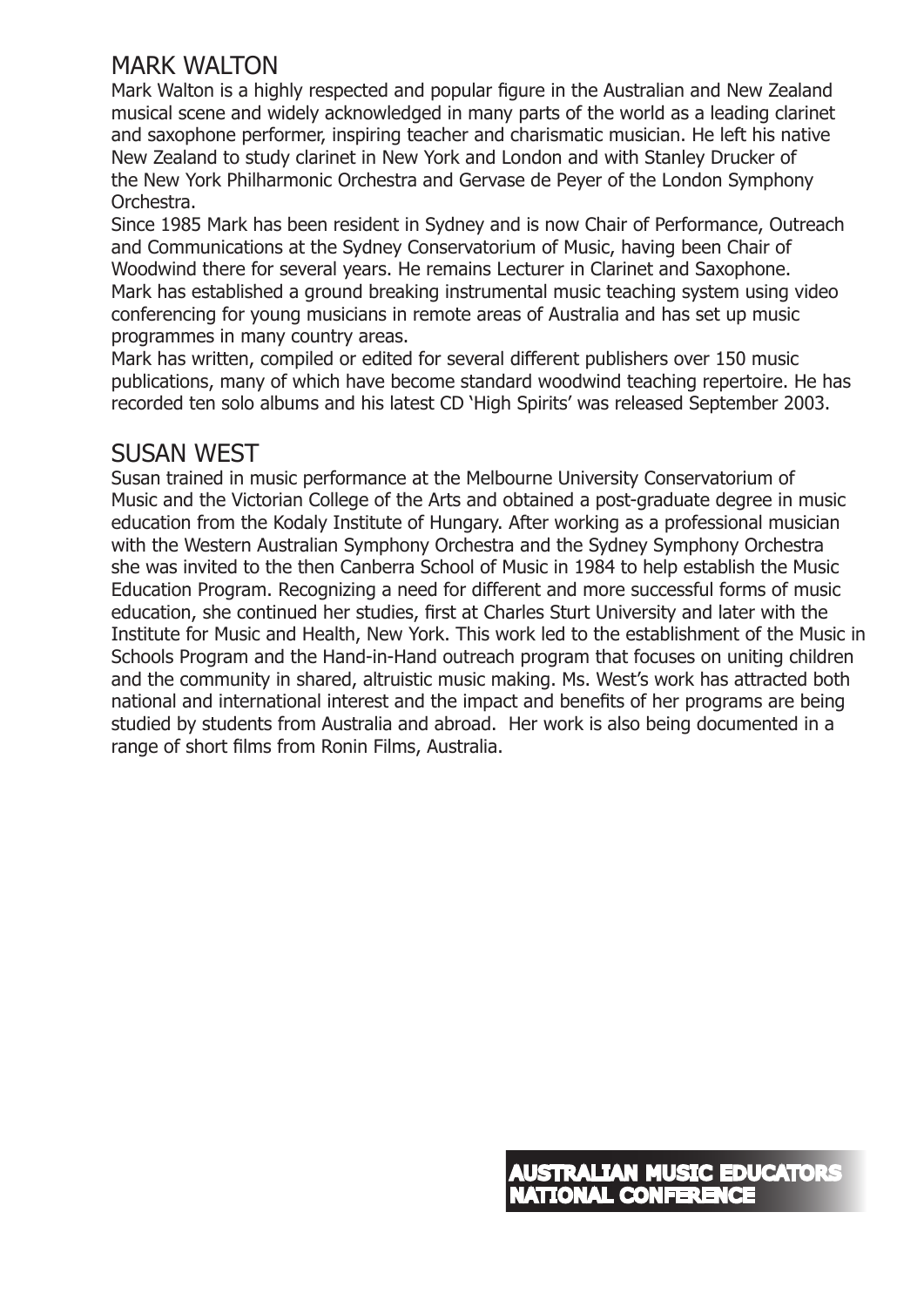## MARK WALTON

Mark Walton is a highly respected and popular figure in the Australian and New Zealand musical scene and widely acknowledged in many parts of the world as a leading clarinet and saxophone performer, inspiring teacher and charismatic musician. He left his native New Zealand to study clarinet in New York and London and with Stanley Drucker of the New York Philharmonic Orchestra and Gervase de Peyer of the London Symphony Orchestra.

Since 1985 Mark has been resident in Sydney and is now Chair of Performance, Outreach and Communications at the Sydney Conservatorium of Music, having been Chair of Woodwind there for several years. He remains Lecturer in Clarinet and Saxophone.

Mark has established a ground breaking instrumental music teaching system using video conferencing for young musicians in remote areas of Australia and has set up music programmes in many country areas.

Mark has written, compiled or edited for several different publishers over 150 music publications, many of which have become standard woodwind teaching repertoire. He has recorded ten solo albums and his latest CD 'High Spirits' was released September 2003.

## SUSAN WEST

Susan trained in music performance at the Melbourne University Conservatorium of Music and the Victorian College of the Arts and obtained a post-graduate degree in music education from the Kodaly Institute of Hungary. After working as a professional musician with the Western Australian Symphony Orchestra and the Sydney Symphony Orchestra she was invited to the then Canberra School of Music in 1984 to help establish the Music Education Program. Recognizing a need for different and more successful forms of music education, she continued her studies, first at Charles Sturt University and later with the Institute for Music and Health, New York. This work led to the establishment of the Music in Schools Program and the Hand-in-Hand outreach program that focuses on uniting children and the community in shared, altruistic music making. Ms. West's work has attracted both national and international interest and the impact and benefits of her programs are being studied by students from Australia and abroad. Her work is also being documented in a range of short films from Ronin Films, Australia.